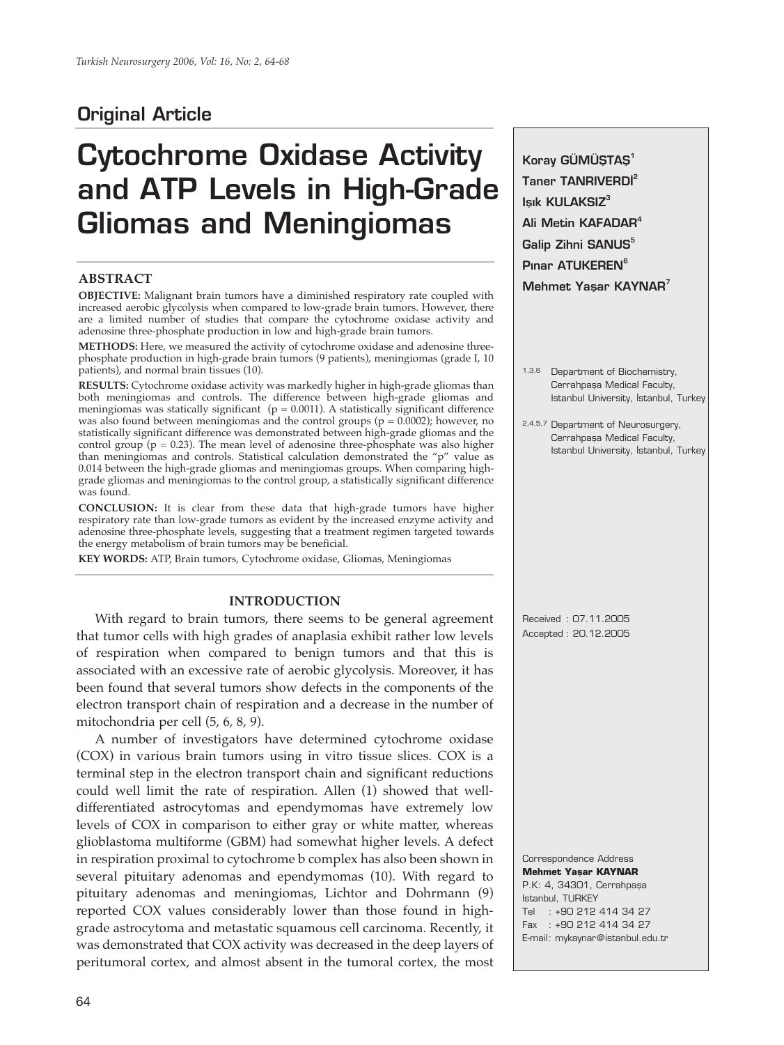## Original Article

# Cytochrome Oxidase Activity and ATP Levels in High-Grade Gliomas and Meningiomas

**Koray GÜMÜŞTAŞ**[1]
**Taner TANRIVERDİ**[2]
**Işık KULAKSIZ**[3]
**Ali Metin KAFADAR**[4]
**Galip Zihni SANUS**[5]
**Pınar ATUKEREN**[6]
**Mehmet Yaşar KAYNAR**[7]

[1,3,6] Department of Biochemistry, Cerrahpaşa Medical Faculty, Istanbul University, İstanbul, Turkey

[2,4,5,7] Department of Neurosurgery, Cerrahpaşa Medical Faculty, Istanbul University, İstanbul, Turkey

Received : 07.11.2005
Accepted : 20.12.2005

Correspondence Address
**Mehmet Yaşar KAYNAR**
P.K: 4, 34301, Cerrahpaşa
Istanbul, TURKEY
Tel : +90 212 414 34 27
Fax : +90 212 414 34 27
E-mail: mykaynar@istanbul.edu.tr

## ABSTRACT

**OBJECTIVE:** Malignant brain tumors have a diminished respiratory rate coupled with increased aerobic glycolysis when compared to low-grade brain tumors. However, there are a limited number of studies that compare the cytochrome oxidase activity and adenosine three-phosphate production in low and high-grade brain tumors.

**METHODS:** Here, we measured the activity of cytochrome oxidase and adenosine three-phosphate production in high-grade brain tumors (9 patients), meningiomas (grade I, 10 patients), and normal brain tissues (10).

**RESULTS:** Cytochrome oxidase activity was markedly higher in high-grade gliomas than both meningiomas and controls. The difference between high-grade gliomas and meningiomas was statically significant ($p = 0.0011$). A statistically significant difference was also found between meningiomas and the control groups ($p = 0.0002$); however, no statistically significant difference was demonstrated between high-grade gliomas and the control group ($p = 0.23$). The mean level of adenosine three-phosphate was also higher than meningiomas and controls. Statistical calculation demonstrated the "p" value as 0.014 between the high-grade gliomas and meningiomas groups. When comparing high-grade gliomas and meningiomas to the control group, a statistically significant difference was found.

**CONCLUSION:** It is clear from these data that high-grade tumors have higher respiratory rate than low-grade tumors as evident by the increased enzyme activity and adenosine three-phosphate levels, suggesting that a treatment regimen targeted towards the energy metabolism of brain tumors may be beneficial.

**KEY WORDS:** ATP, Brain tumors, Cytochrome oxidase, Gliomas, Meningiomas

## INTRODUCTION

With regard to brain tumors, there seems to be general agreement that tumor cells with high grades of anaplasia exhibit rather low levels of respiration when compared to benign tumors and that this is associated with an excessive rate of aerobic glycolysis. Moreover, it has been found that several tumors show defects in the components of the electron transport chain of respiration and a decrease in the number of mitochondria per cell (5, 6, 8, 9).

A number of investigators have determined cytochrome oxidase (COX) in various brain tumors using in vitro tissue slices. COX is a terminal step in the electron transport chain and significant reductions could well limit the rate of respiration. Allen (1) showed that well-differentiated astrocytomas and ependymomas have extremely low levels of COX in comparison to either gray or white matter, whereas glioblastoma multiforme (GBM) had somewhat higher levels. A defect in respiration proximal to cytochrome b complex has also been shown in several pituitary adenomas and ependymomas (10). With regard to pituitary adenomas and meningiomas, Lichtor and Dohrmann (9) reported COX values considerably lower than those found in high-grade astrocytoma and metastatic squamous cell carcinoma. Recently, it was demonstrated that COX activity was decreased in the deep layers of peritumoral cortex, and almost absent in the tumoral cortex, the most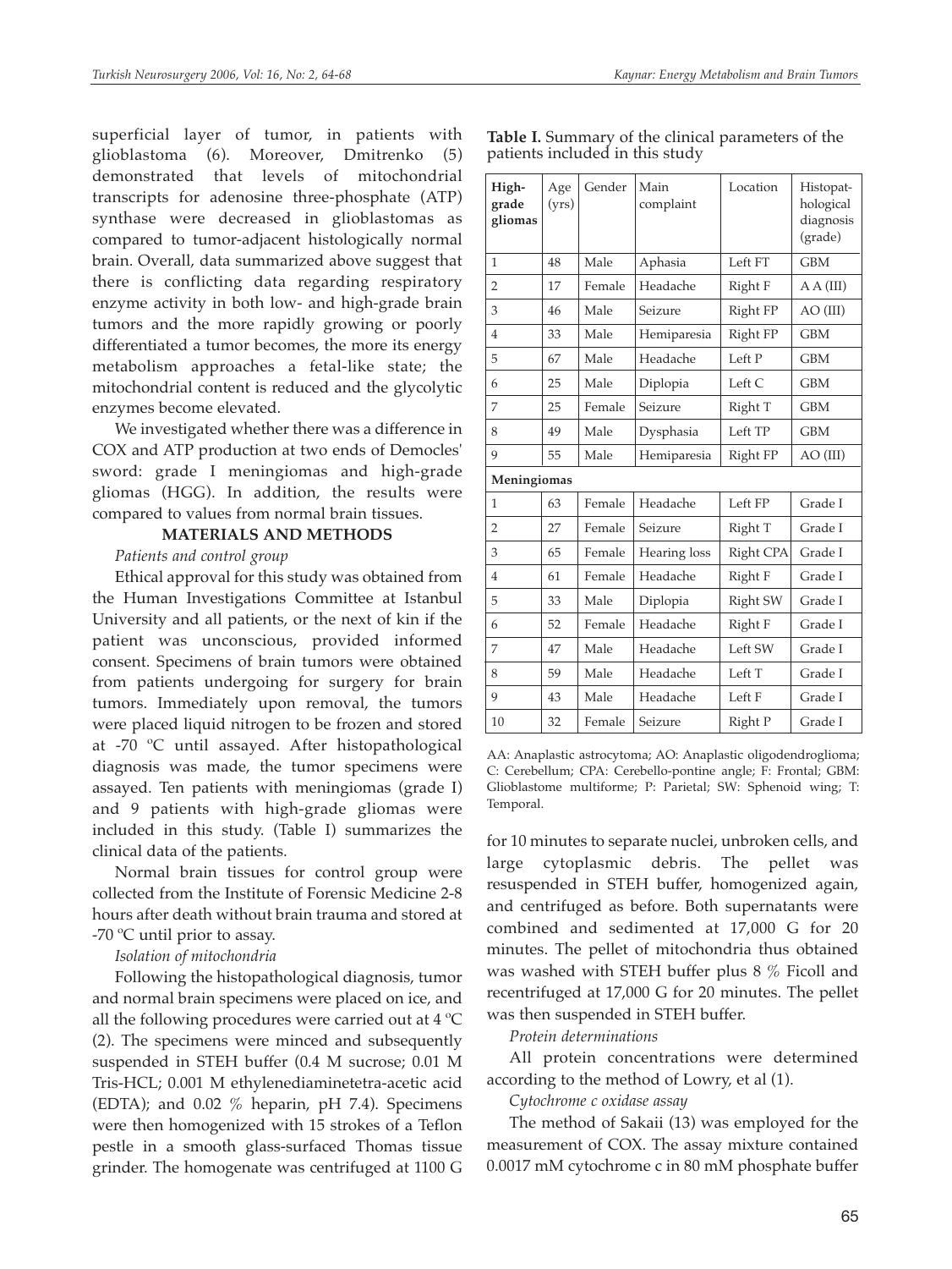superficial layer of tumor, in patients with glioblastoma (6). Moreover, Dmitrenko (5) demonstrated that levels of mitochondrial transcripts for adenosine three-phosphate (ATP) synthase were decreased in glioblastomas as compared to tumor-adjacent histologically normal brain. Overall, data summarized above suggest that there is conflicting data regarding respiratory enzyme activity in both low- and high-grade brain tumors and the more rapidly growing or poorly differentiated a tumor becomes, the more its energy metabolism approaches a fetal-like state; the mitochondrial content is reduced and the glycolytic enzymes become elevated.

We investigated whether there was a difference in COX and ATP production at two ends of Democles' sword: grade I meningiomas and high-grade gliomas (HGG). In addition, the results were compared to values from normal brain tissues.

## MATERIALS AND METHODS

*Patients and control group*

Ethical approval for this study was obtained from the Human Investigations Committee at Istanbul University and all patients, or the next of kin if the patient was unconscious, provided informed consent. Specimens of brain tumors were obtained from patients undergoing for surgery for brain tumors. Immediately upon removal, the tumors were placed liquid nitrogen to be frozen and stored at -70 ºC until assayed. After histopathological diagnosis was made, the tumor specimens were assayed. Ten patients with meningiomas (grade I) and 9 patients with high-grade gliomas were included in this study. (Table I) summarizes the clinical data of the patients.

Normal brain tissues for control group were collected from the Institute of Forensic Medicine 2-8 hours after death without brain trauma and stored at -70 ºC until prior to assay.

*Isolation of mitochondria*

Following the histopathological diagnosis, tumor and normal brain specimens were placed on ice, and all the following procedures were carried out at 4 ºC (2). The specimens were minced and subsequently suspended in STEH buffer (0.4 M sucrose; 0.01 M Tris-HCL; 0.001 M ethylenediaminetetra-acetic acid (EDTA); and 0.02 % heparin, pH 7.4). Specimens were then homogenized with 15 strokes of a Teflon pestle in a smooth glass-surfaced Thomas tissue grinder. The homogenate was centrifuged at 1100 G for 10 minutes to separate nuclei, unbroken cells, and large cytoplasmic debris. The pellet was resuspended in STEH buffer, homogenized again, and centrifuged as before. Both supernatants were combined and sedimented at 17,000 G for 20 minutes. The pellet of mitochondria thus obtained was washed with STEH buffer plus 8 % Ficoll and recentrifuged at 17,000 G for 20 minutes. The pellet was then suspended in STEH buffer.

*Protein determinations*

All protein concentrations were determined according to the method of Lowry, et al (1).

*Cytochrome c oxidase assay*

The method of Sakaii (13) was employed for the measurement of COX. The assay mixture contained 0.0017 mM cytochrome c in 80 mM phosphate buffer

**Table I.** Summary of the clinical parameters of the patients included in this study

| High-grade gliomas | Age (yrs) | Gender | Main complaint | Location | Histopathological diagnosis (grade) |
|---|---|---|---|---|---|
| 1 | 48 | Male | Aphasia | Left FT | GBM |
| 2 | 17 | Female | Headache | Right F | A A (III) |
| 3 | 46 | Male | Seizure | Right FP | AO (III) |
| 4 | 33 | Male | Hemiparesia | Right FP | GBM |
| 5 | 67 | Male | Headache | Left P | GBM |
| 6 | 25 | Male | Diplopia | Left C | GBM |
| 7 | 25 | Female | Seizure | Right T | GBM |
| 8 | 49 | Male | Dysphasia | Left TP | GBM |
| 9 | 55 | Male | Hemiparesia | Right FP | AO (III) |
| **Meningiomas** | | | | | |
| 1 | 63 | Female | Headache | Left FP | Grade I |
| 2 | 27 | Female | Seizure | Right T | Grade I |
| 3 | 65 | Female | Hearing loss | Right CPA | Grade I |
| 4 | 61 | Female | Headache | Right F | Grade I |
| 5 | 33 | Male | Diplopia | Right SW | Grade I |
| 6 | 52 | Female | Headache | Right F | Grade I |
| 7 | 47 | Male | Headache | Left SW | Grade I |
| 8 | 59 | Male | Headache | Left T | Grade I |
| 9 | 43 | Male | Headache | Left F | Grade I |
| 10 | 32 | Female | Seizure | Right P | Grade I |

AA: Anaplastic astrocytoma; AO: Anaplastic oligodendroglioma; C: Cerebellum; CPA: Cerebello-pontine angle; F: Frontal; GBM: Glioblastome multiforme; P: Parietal; SW: Sphenoid wing; T: Temporal.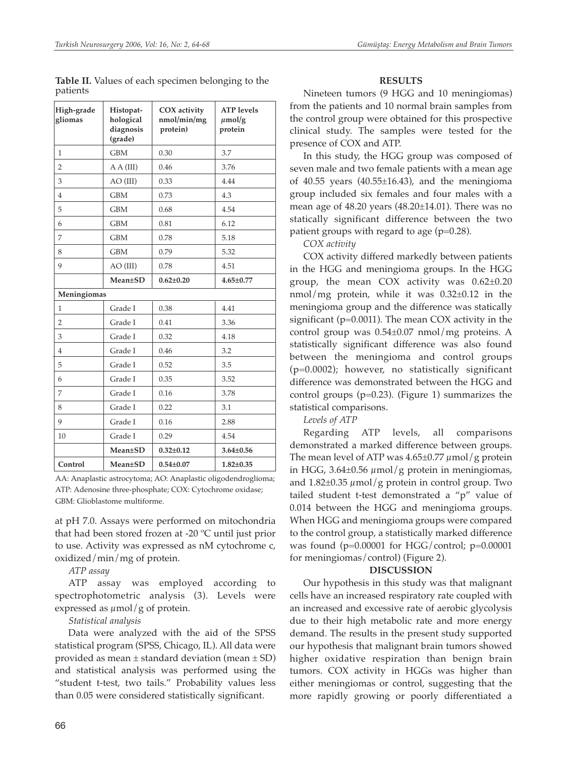**Table II.** Values of each specimen belonging to the patients

| High-grade gliomas | Histopathological diagnosis (grade) | COX activity nmol/min/mg protein) | ATP levels $\mu$mol/g protein |
|---|---|---|---|
| 1 | GBM | 0.30 | 3.7 |
| 2 | A A (III) | 0.46 | 3.76 |
| 3 | AO (III) | 0.33 | 4.44 |
| 4 | GBM | 0.73 | 4.3 |
| 5 | GBM | 0.68 | 4.54 |
| 6 | GBM | 0.81 | 6.12 |
| 7 | GBM | 0.78 | 5.18 |
| 8 | GBM | 0.79 | 5.32 |
| 9 | AO (III) | 0.78 | 4.51 |
| | **Mean±SD** | **0.62±0.20** | **4.65±0.77** |
| **Meningiomas** | | | |
| 1 | Grade I | 0.38 | 4.41 |
| 2 | Grade I | 0.41 | 3.36 |
| 3 | Grade I | 0.32 | 4.18 |
| 4 | Grade I | 0.46 | 3.2 |
| 5 | Grade I | 0.52 | 3.5 |
| 6 | Grade I | 0.35 | 3.52 |
| 7 | Grade I | 0.16 | 3.78 |
| 8 | Grade I | 0.22 | 3.1 |
| 9 | Grade I | 0.16 | 2.88 |
| 10 | Grade I | 0.29 | 4.54 |
| | **Mean±SD** | **0.32±0.12** | **3.64±0.56** |
| **Control** | **Mean±SD** | **0.54±0.07** | **1.82±0.35** |

AA: Anaplastic astrocytoma; AO: Anaplastic oligodendroglioma; ATP: Adenosine three-phosphate; COX: Cytochrome oxidase; GBM: Glioblastome multiforme.

at pH 7.0. Assays were performed on mitochondria that had been stored frozen at -20 ºC until just prior to use. Activity was expressed as nM cytochrome c, oxidized/min/mg of protein.

*ATP assay*

ATP assay was employed according to spectrophotometric analysis (3). Levels were expressed as $\mu$mol/g of protein.

*Statistical analysis*

Data were analyzed with the aid of the SPSS statistical program (SPSS, Chicago, IL). All data were provided as mean ± standard deviation (mean ± SD) and statistical analysis was performed using the "student t-test, two tails." Probability values less than 0.05 were considered statistically significant.

## RESULTS

Nineteen tumors (9 HGG and 10 meningiomas) from the patients and 10 normal brain samples from the control group were obtained for this prospective clinical study. The samples were tested for the presence of COX and ATP.

In this study, the HGG group was composed of seven male and two female patients with a mean age of 40.55 years (40.55±16.43), and the meningioma group included six females and four males with a mean age of 48.20 years (48.20±14.01). There was no statically significant difference between the two patient groups with regard to age (p=0.28).

*COX activity*

COX activity differed markedly between patients in the HGG and meningioma groups. In the HGG group, the mean COX activity was 0.62±0.20 nmol/mg protein, while it was 0.32±0.12 in the meningioma group and the difference was statically significant (p=0.0011). The mean COX activity in the control group was 0.54±0.07 nmol/mg proteins. A statistically significant difference was also found between the meningioma and control groups (p=0.0002); however, no statistically significant difference was demonstrated between the HGG and control groups (p=0.23). (Figure 1) summarizes the statistical comparisons.

*Levels of ATP*

Regarding ATP levels, all comparisons demonstrated a marked difference between groups. The mean level of ATP was 4.65±0.77 $\mu$mol/g protein in HGG, 3.64±0.56 $\mu$mol/g protein in meningiomas, and 1.82±0.35 $\mu$mol/g protein in control group. Two tailed student t-test demonstrated a "p" value of 0.014 between the HGG and meningioma groups. When HGG and meningioma groups were compared to the control group, a statistically marked difference was found (p=0.00001 for HGG/control; p=0.00001 for meningiomas/control) (Figure 2).

## DISCUSSION

Our hypothesis in this study was that malignant cells have an increased respiratory rate coupled with an increased and excessive rate of aerobic glycolysis due to their high metabolic rate and more energy demand. The results in the present study supported our hypothesis that malignant brain tumors showed higher oxidative respiration than benign brain tumors. COX activity in HGGs was higher than either meningiomas or control, suggesting that the more rapidly growing or poorly differentiated a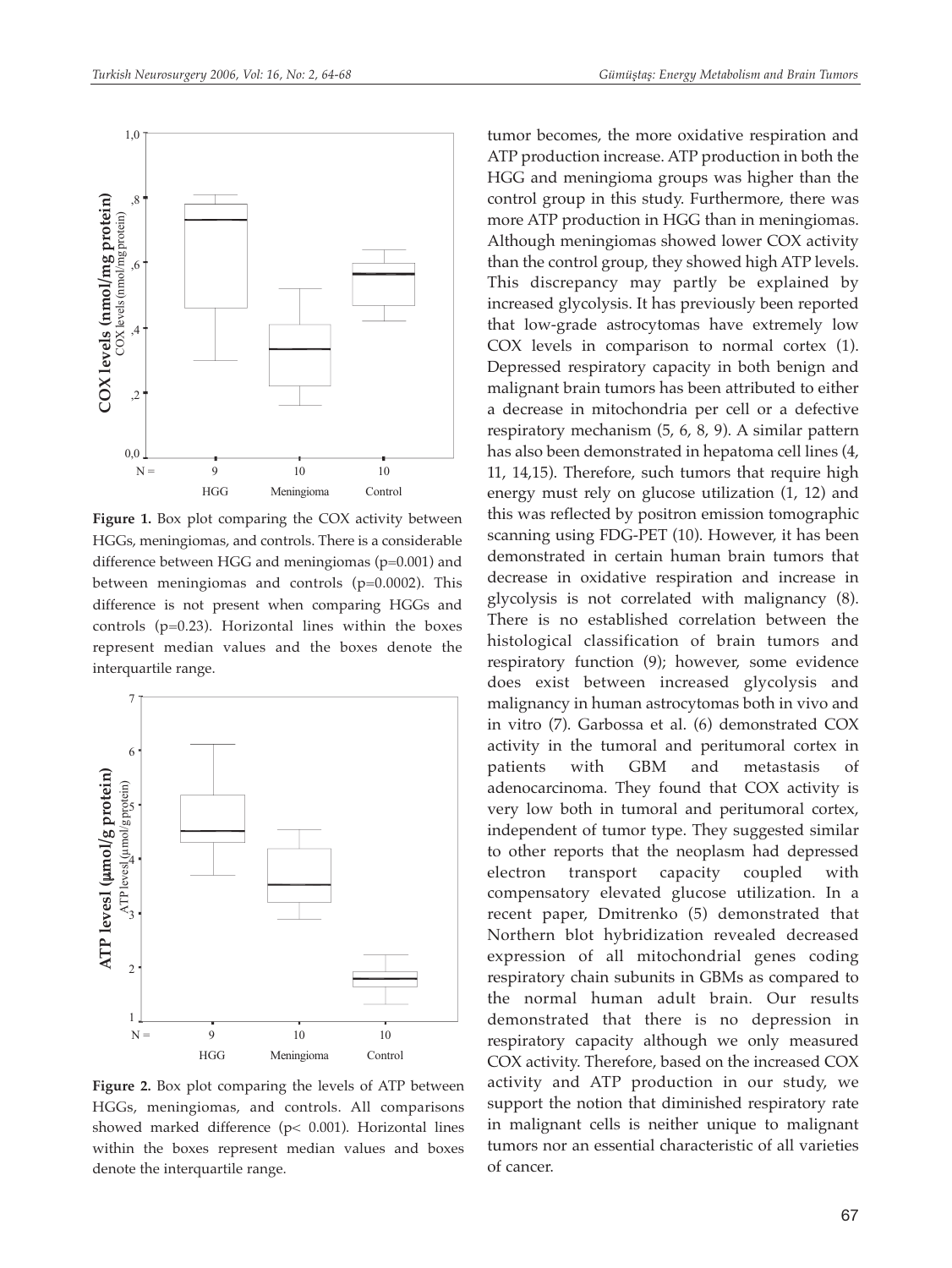**Figure 1.** Box plot comparing the COX activity between HGGs, meningiomas, and controls. There is a considerable difference between HGG and meningiomas (p=0.001) and between meningiomas and controls (p=0.0002). This difference is not present when comparing HGGs and controls (p=0.23). Horizontal lines within the boxes represent median values and the boxes denote the interquartile range.

**Figure 2.** Box plot comparing the levels of ATP between HGGs, meningiomas, and controls. All comparisons showed marked difference (p< 0.001). Horizontal lines within the boxes represent median values and boxes denote the interquartile range.

tumor becomes, the more oxidative respiration and ATP production increase. ATP production in both the HGG and meningioma groups was higher than the control group in this study. Furthermore, there was more ATP production in HGG than in meningiomas. Although meningiomas showed lower COX activity than the control group, they showed high ATP levels. This discrepancy may partly be explained by increased glycolysis. It has previously been reported that low-grade astrocytomas have extremely low COX levels in comparison to normal cortex (1). Depressed respiratory capacity in both benign and malignant brain tumors has been attributed to either a decrease in mitochondria per cell or a defective respiratory mechanism (5, 6, 8, 9). A similar pattern has also been demonstrated in hepatoma cell lines (4, 11, 14,15). Therefore, such tumors that require high energy must rely on glucose utilization (1, 12) and this was reflected by positron emission tomographic scanning using FDG-PET (10). However, it has been demonstrated in certain human brain tumors that decrease in oxidative respiration and increase in glycolysis is not correlated with malignancy (8). There is no established correlation between the histological classification of brain tumors and respiratory function (9); however, some evidence does exist between increased glycolysis and malignancy in human astrocytomas both in vivo and in vitro (7). Garbossa et al. (6) demonstrated COX activity in the tumoral and peritumoral cortex in patients with GBM and metastasis of adenocarcinoma. They found that COX activity is very low both in tumoral and peritumoral cortex, independent of tumor type. They suggested similar to other reports that the neoplasm had depressed electron transport capacity coupled with compensatory elevated glucose utilization. In a recent paper, Dmitrenko (5) demonstrated that Northern blot hybridization revealed decreased expression of all mitochondrial genes coding respiratory chain subunits in GBMs as compared to the normal human adult brain. Our results demonstrated that there is no depression in respiratory capacity although we only measured COX activity. Therefore, based on the increased COX activity and ATP production in our study, we support the notion that diminished respiratory rate in malignant cells is neither unique to malignant tumors nor an essential characteristic of all varieties of cancer.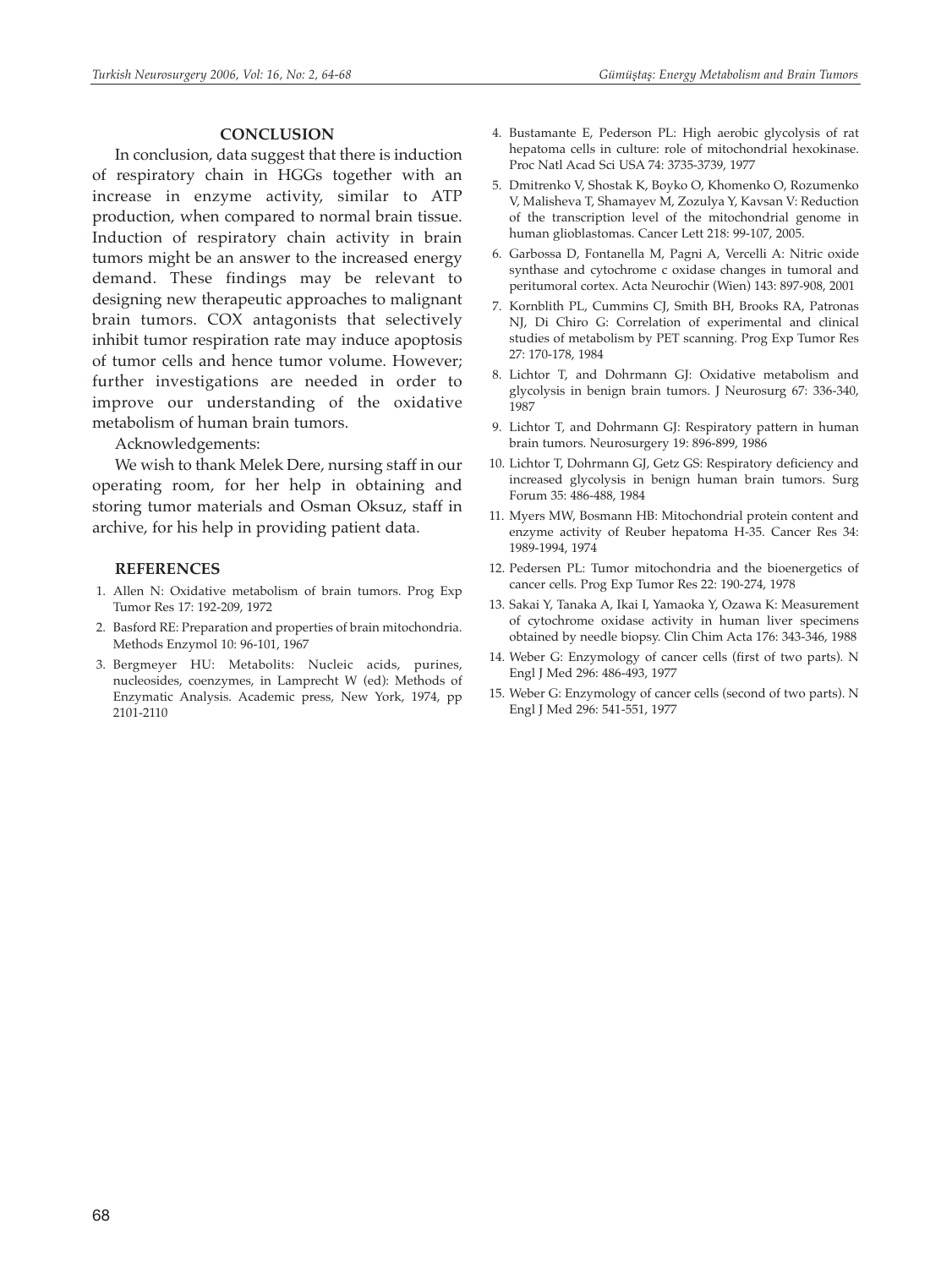## CONCLUSION

In conclusion, data suggest that there is induction of respiratory chain in HGGs together with an increase in enzyme activity, similar to ATP production, when compared to normal brain tissue. Induction of respiratory chain activity in brain tumors might be an answer to the increased energy demand. These findings may be relevant to designing new therapeutic approaches to malignant brain tumors. COX antagonists that selectively inhibit tumor respiration rate may induce apoptosis of tumor cells and hence tumor volume. However; further investigations are needed in order to improve our understanding of the oxidative metabolism of human brain tumors.

Acknowledgements:

We wish to thank Melek Dere, nursing staff in our operating room, for her help in obtaining and storing tumor materials and Osman Oksuz, staff in archive, for his help in providing patient data.

## REFERENCES

1. Allen N: Oxidative metabolism of brain tumors. Prog Exp Tumor Res 17: 192-209, 1972
2. Basford RE: Preparation and properties of brain mitochondria. Methods Enzymol 10: 96-101, 1967
3. Bergmeyer HU: Metabolits: Nucleic acids, purines, nucleosides, coenzymes, in Lamprecht W (ed): Methods of Enzymatic Analysis. Academic press, New York, 1974, pp 2101-2110
4. Bustamante E, Pederson PL: High aerobic glycolysis of rat hepatoma cells in culture: role of mitochondrial hexokinase. Proc Natl Acad Sci USA 74: 3735-3739, 1977
5. Dmitrenko V, Shostak K, Boyko O, Khomenko O, Rozumenko V, Malisheva T, Shamayev M, Zozulya Y, Kavsan V: Reduction of the transcription level of the mitochondrial genome in human glioblastomas. Cancer Lett 218: 99-107, 2005.
6. Garbossa D, Fontanella M, Pagni A, Vercelli A: Nitric oxide synthase and cytochrome c oxidase changes in tumoral and peritumoral cortex. Acta Neurochir (Wien) 143: 897-908, 2001
7. Kornblith PL, Cummins CJ, Smith BH, Brooks RA, Patronas NJ, Di Chiro G: Correlation of experimental and clinical studies of metabolism by PET scanning. Prog Exp Tumor Res 27: 170-178, 1984
8. Lichtor T, and Dohrmann GJ: Oxidative metabolism and glycolysis in benign brain tumors. J Neurosurg 67: 336-340, 1987
9. Lichtor T, and Dohrmann GJ: Respiratory pattern in human brain tumors. Neurosurgery 19: 896-899, 1986
10. Lichtor T, Dohrmann GJ, Getz GS: Respiratory deficiency and increased glycolysis in benign human brain tumors. Surg Forum 35: 486-488, 1984
11. Myers MW, Bosmann HB: Mitochondrial protein content and enzyme activity of Reuber hepatoma H-35. Cancer Res 34: 1989-1994, 1974
12. Pedersen PL: Tumor mitochondria and the bioenergetics of cancer cells. Prog Exp Tumor Res 22: 190-274, 1978
13. Sakai Y, Tanaka A, Ikai I, Yamaoka Y, Ozawa K: Measurement of cytochrome oxidase activity in human liver specimens obtained by needle biopsy. Clin Chim Acta 176: 343-346, 1988
14. Weber G: Enzymology of cancer cells (first of two parts). N Engl J Med 296: 486-493, 1977
15. Weber G: Enzymology of cancer cells (second of two parts). N Engl J Med 296: 541-551, 1977